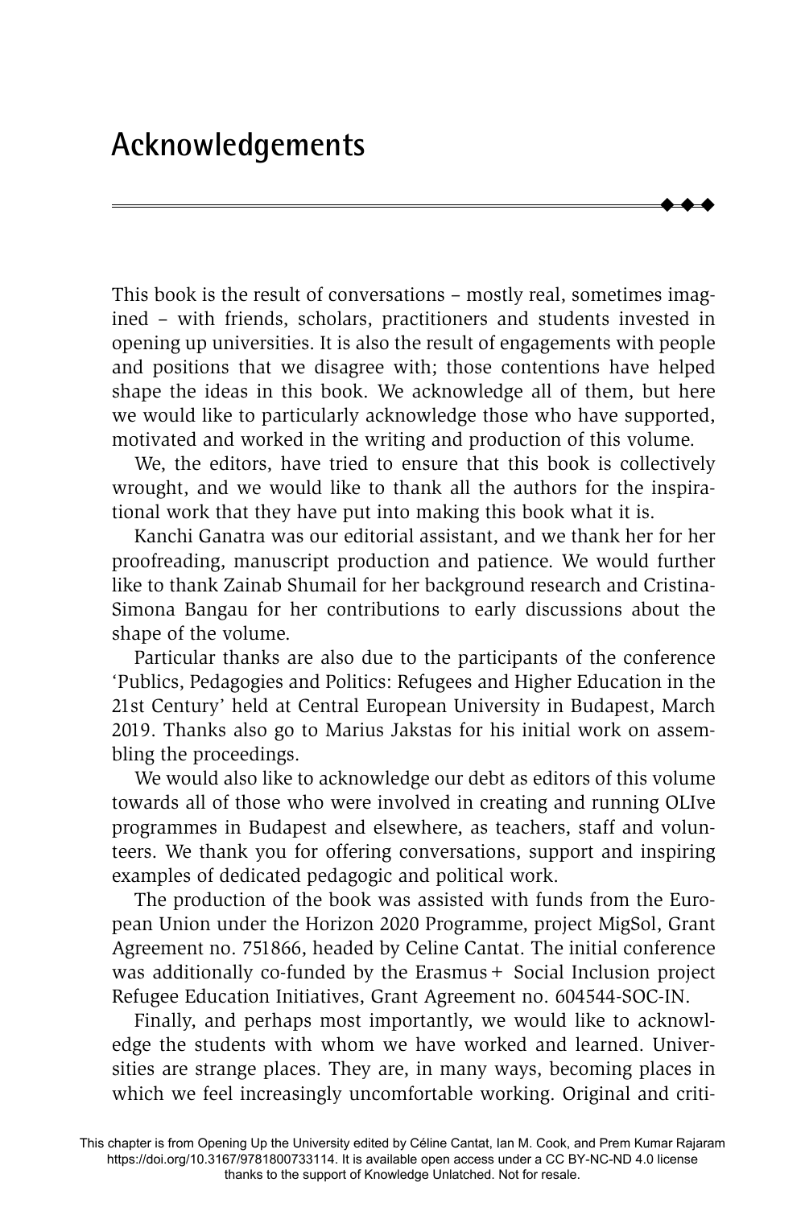# Acknowledgements

This book is the result of conversations – mostly real, sometimes imagined – with friends, scholars, practitioners and students invested in opening up universities. It is also the result of engagements with people and positions that we disagree with; those contentions have helped shape the ideas in this book. We acknowledge all of them, but here we would like to particularly acknowledge those who have supported, motivated and worked in the writing and production of this volume.

We, the editors, have tried to ensure that this book is collectively wrought, and we would like to thank all the authors for the inspirational work that they have put into making this book what it is.

Kanchi Ganatra was our editorial assistant, and we thank her for her proofreading, manuscript production and patience. We would further like to thank Zainab Shumail for her background research and Cristina-Simona Bangau for her contributions to early discussions about the shape of the volume.

Particular thanks are also due to the participants of the conference 'Publics, Pedagogies and Politics: Refugees and Higher Education in the 21st Century' held at Central European University in Budapest, March 2019. Thanks also go to Marius Jakstas for his initial work on assembling the proceedings.

We would also like to acknowledge our debt as editors of this volume towards all of those who were involved in creating and running OLIve programmes in Budapest and elsewhere, as teachers, staff and volunteers. We thank you for offering conversations, support and inspiring examples of dedicated pedagogic and political work.

The production of the book was assisted with funds from the European Union under the Horizon 2020 Programme, project MigSol, Grant Agreement no. 751866, headed by Celine Cantat. The initial conference was additionally co-funded by the Erasmus+ Social Inclusion project Refugee Education Initiatives, Grant Agreement no. 604544-SOC-IN.

Finally, and perhaps most importantly, we would like to acknowledge the students with whom we have worked and learned. Universities are strange places. They are, in many ways, becoming places in which we feel increasingly uncomfortable working. Original and criti-

This chapter is from Opening Up the University edited by Céline Cantat, Ian M. Cook, and Prem Kumar Rajaram https://doi.org/10.3167/9781800733114. It is available open access under a CC BY-NC-ND 4.0 license thanks to the support of Knowledge Unlatched. Not for resale.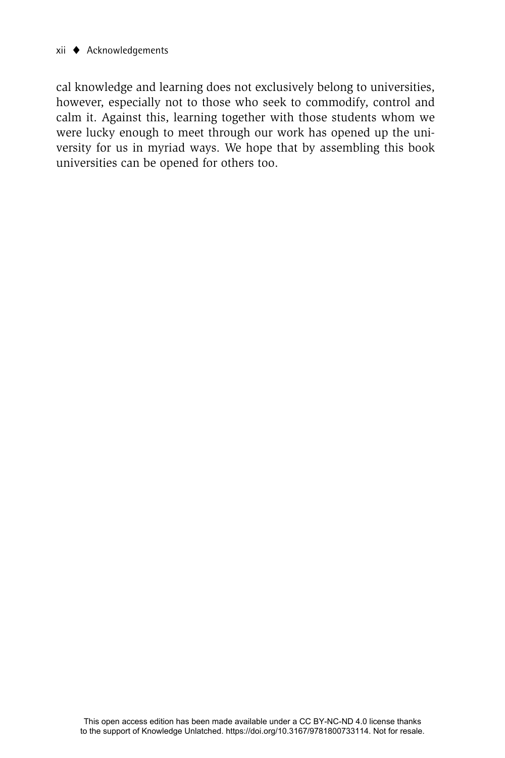cal knowledge and learning does not exclusively belong to universities, however, especially not to those who seek to commodify, control and calm it. Against this, learning together with those students whom we were lucky enough to meet through our work has opened up the university for us in myriad ways. We hope that by assembling this book universities can be opened for others too.

This open access edition has been made available under a CC BY-NC-ND 4.0 license thanks to the support of Knowledge Unlatched. https://doi.org/10.3167/9781800733114. Not for resale.